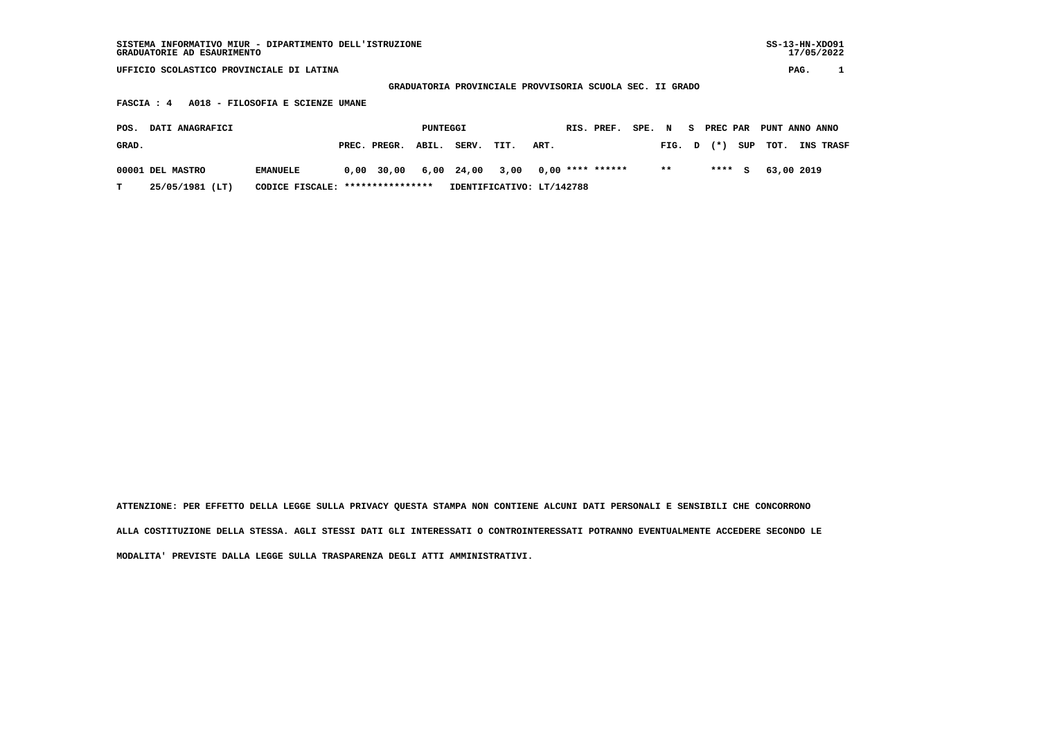SISTEMA INFORMATIVO MIUR - DIPARTIMENTO DELL'ISTRUZIONE
GRADUATORIE AD ESAURIMENTO

SS-13-HN-XDO91
17/05/2022

UFFICIO SCOLASTICO PROVINCIALE DI LATINA

PAG. 1

**GRADUATORIA PROVINCIALE PROVVISORIA SCUOLA SEC. II GRADO**

**FASCIA : 4 A018 - FILOSOFIA E SCIENZE UMANE**

| POS. GRAD. | DATI ANAGRAFICI | | PUNTEGGI PREC. | PREGR. | ABIL. | SERV. | TIT. | ART. | RIS. | PREF. | SPE. | N FIG. | S D | PREC (\*) | PAR SUP | PUNT TOT. | ANNO INS | ANNO TRASF |
|---|---|---|---|---|---|---|---|---|---|---|---|---|---|---|---|---|---|---|
| 00001 | DEL MASTRO | EMANUELE | 0,00 | 30,00 | 6,00 | 24,00 | 3,00 | 0,00 | **** | ****** | | ** | | **** | S | 63,00 | 2019 | |
| T | 25/05/1981 (LT) | CODICE FISCALE: **************** | IDENTIFICATIVO: LT/142788 | | | | | | | | | | | | | | | |

ATTENZIONE: PER EFFETTO DELLA LEGGE SULLA PRIVACY QUESTA STAMPA NON CONTIENE ALCUNI DATI PERSONALI E SENSIBILI CHE CONCORRONO ALLA COSTITUZIONE DELLA STESSA. AGLI STESSI DATI GLI INTERESSATI O CONTROINTERESSATI POTRANNO EVENTUALMENTE ACCEDERE SECONDO LE MODALITA' PREVISTE DALLA LEGGE SULLA TRASPARENZA DEGLI ATTI AMMINISTRATIVI.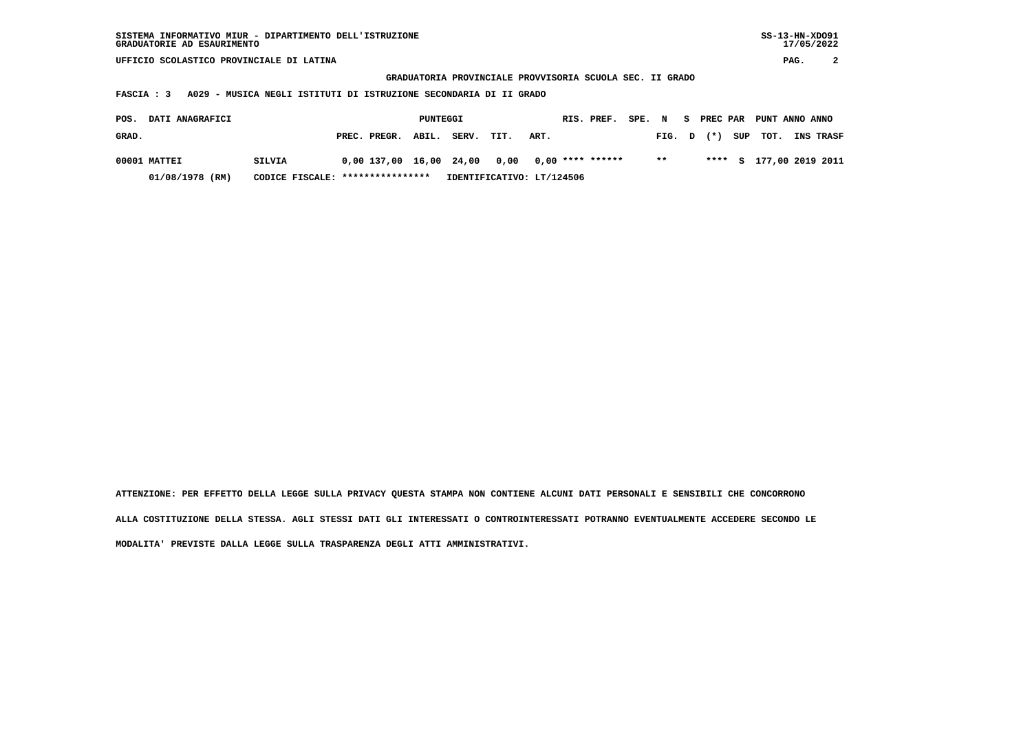SISTEMA INFORMATIVO MIUR - DIPARTIMENTO DELL'ISTRUZIONE
GRADUATORIE AD ESAURIMENTO

SS-13-HN-XDO91
17/05/2022

UFFICIO SCOLASTICO PROVINCIALE DI LATINA

**GRADUATORIA PROVINCIALE PROVVISORIA SCUOLA SEC. II GRADO**

**FASCIA : 3   A029 - MUSICA NEGLI ISTITUTI DI ISTRUZIONE SECONDARIA DI II GRADO**

| POS. GRAD. | DATI ANAGRAFICI | | PUNTEGGI PREC. | PREGR. | ABIL. | SERV. | TIT. | ART. | RIS. | PREF. | SPE. FIG. | N D | S (*) | PREC PAR SUP | PUNT TOT. | ANNO INS | ANNO TRASF |
|---|---|---|---|---|---|---|---|---|---|---|---|---|---|---|---|---|---|
| 00001 | MATTEI | SILVIA | 0,00 | 137,00 | 16,00 | 24,00 | 0,00 | 0,00 | **** | ****** | ** | | **** | S | 177,00 | 2019 | 2011 |
| | 01/08/1978 (RM) | CODICE FISCALE: **************** | IDENTIFICATIVO: LT/124506 | | | | | | | | | | | | | | |

ATTENZIONE: PER EFFETTO DELLA LEGGE SULLA PRIVACY QUESTA STAMPA NON CONTIENE ALCUNI DATI PERSONALI E SENSIBILI CHE CONCORRONO ALLA COSTITUZIONE DELLA STESSA. AGLI STESSI DATI GLI INTERESSATI O CONTROINTERESSATI POTRANNO EVENTUALMENTE ACCEDERE SECONDO LE MODALITA' PREVISTE DALLA LEGGE SULLA TRASPARENZA DEGLI ATTI AMMINISTRATIVI.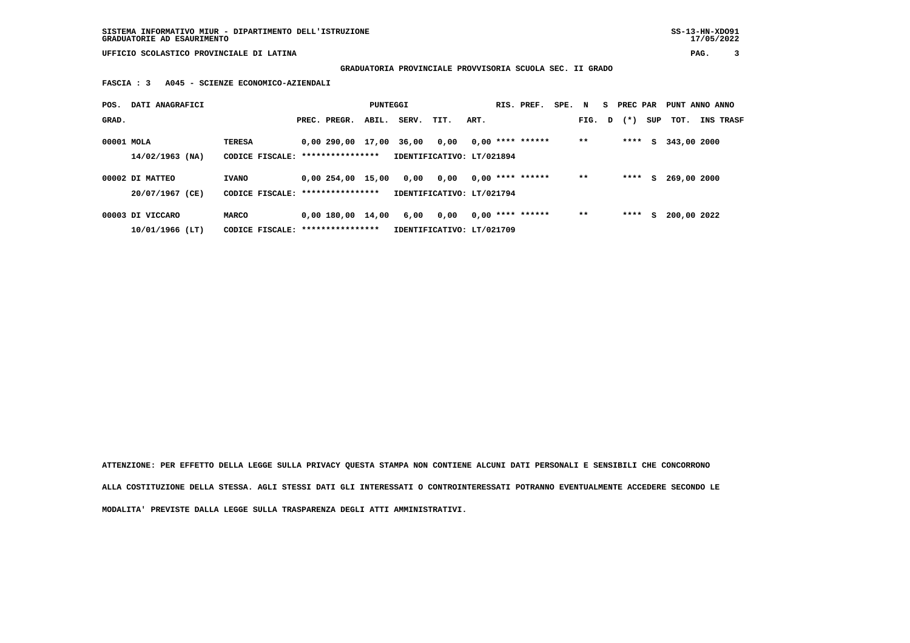SISTEMA INFORMATIVO MIUR - DIPARTIMENTO DELL'ISTRUZIONE
GRADUATORIE AD ESAURIMENTO

UFFICIO SCOLASTICO PROVINCIALE DI LATINA

**GRADUATORIA PROVINCIALE PROVVISORIA SCUOLA SEC. II GRADO**

**FASCIA : 3 A045 - SCIENZE ECONOMICO-AZIENDALI**

| POS. GRAD. | DATI ANAGRAFICI | | PREC. | PREGR. | ABIL. | SERV. | TIT. | ART. | RIS. | PREF. | SPE. | N FIG. | S D | PREC PAR (*) | SUP | PUNT TOT. | ANNO INS | ANNO TRASF |
|---|---|---|---|---|---|---|---|---|---|---|---|---|---|---|---|---|---|---|
| 00001 | MOLA | TERESA | 0,00 | 290,00 | 17,00 | 36,00 | 0,00 | 0,00 | **** | ****** | | ** | | **** | S | 343,00 | 2000 | |
| | 14/02/1963 (NA) | CODICE FISCALE: **************** | | | | IDENTIFICATIVO: LT/021894 | | | | | | | | | | | | |
| 00002 | DI MATTEO | IVANO | 0,00 | 254,00 | 15,00 | 0,00 | 0,00 | 0,00 | **** | ****** | | ** | | **** | S | 269,00 | 2000 | |
| | 20/07/1967 (CE) | CODICE FISCALE: **************** | | | | IDENTIFICATIVO: LT/021794 | | | | | | | | | | | | |
| 00003 | DI VICCARO | MARCO | 0,00 | 180,00 | 14,00 | 6,00 | 0,00 | 0,00 | **** | ****** | | ** | | **** | S | 200,00 | 2022 | |
| | 10/01/1966 (LT) | CODICE FISCALE: **************** | | | | IDENTIFICATIVO: LT/021709 | | | | | | | | | | | | |

**ATTENZIONE: PER EFFETTO DELLA LEGGE SULLA PRIVACY QUESTA STAMPA NON CONTIENE ALCUNI DATI PERSONALI E SENSIBILI CHE CONCORRONO ALLA COSTITUZIONE DELLA STESSA. AGLI STESSI DATI GLI INTERESSATI O CONTROINTERESSATI POTRANNO EVENTUALMENTE ACCEDERE SECONDO LE MODALITA' PREVISTE DALLA LEGGE SULLA TRASPARENZA DEGLI ATTI AMMINISTRATIVI.**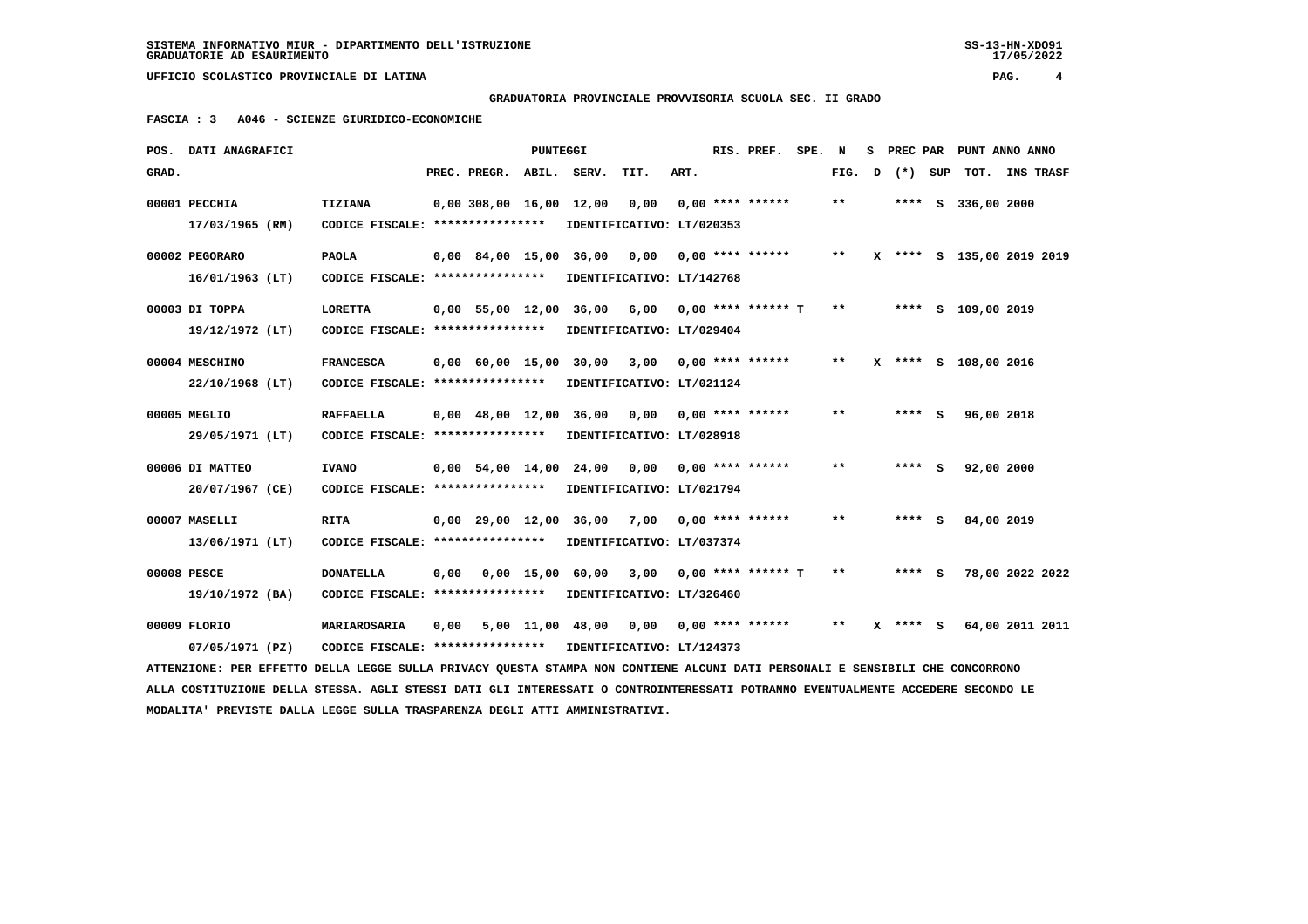SISTEMA INFORMATIVO MIUR - DIPARTIMENTO DELL'ISTRUZIONE
GRADUATORIE AD ESAURIMENTO

UFFICIO SCOLASTICO PROVINCIALE DI LATINA

**GRADUATORIA PROVINCIALE PROVVISORIA SCUOLA SEC. II GRADO**

**FASCIA : 3 A046 - SCIENZE GIURIDICO-ECONOMICHE**

| POS. GRAD. | DATI ANAGRAFICI | | PREC. | PREGR. | ABIL. | SERV. | TIT. | ART. | RIS. PREF. | SPE. | N FIG. | S D | PREC PAR (*) | SUP | PUNT TOT. | ANNO INS | ANNO TRASF |
|---|---|---|---|---|---|---|---|---|---|---|---|---|---|---|---|---|---|
| 00001 | PECCHIA 17/03/1965 (RM) | TIZIANA CODICE FISCALE: **************** IDENTIFICATIVO: LT/020353 | 0,00 | 308,00 | 16,00 | 12,00 | 0,00 | 0,00 | **** ****** | | ** | | **** | S | 336,00 | 2000 | |
| 00002 | PEGORARO 16/01/1963 (LT) | PAOLA CODICE FISCALE: **************** IDENTIFICATIVO: LT/142768 | 0,00 | 84,00 | 15,00 | 36,00 | 0,00 | 0,00 | **** ****** | | ** | X | **** | S | 135,00 | 2019 | 2019 |
| 00003 | DI TOPPA 19/12/1972 (LT) | LORETTA CODICE FISCALE: **************** IDENTIFICATIVO: LT/029404 | 0,00 | 55,00 | 12,00 | 36,00 | 6,00 | 0,00 | **** ****** | T | ** | | **** | S | 109,00 | 2019 | |
| 00004 | MESCHINO 22/10/1968 (LT) | FRANCESCA CODICE FISCALE: **************** IDENTIFICATIVO: LT/021124 | 0,00 | 60,00 | 15,00 | 30,00 | 3,00 | 0,00 | **** ****** | | ** | X | **** | S | 108,00 | 2016 | |
| 00005 | MEGLIO 29/05/1971 (LT) | RAFFAELLA CODICE FISCALE: **************** IDENTIFICATIVO: LT/028918 | 0,00 | 48,00 | 12,00 | 36,00 | 0,00 | 0,00 | **** ****** | | ** | | **** | S | 96,00 | 2018 | |
| 00006 | DI MATTEO 20/07/1967 (CE) | IVANO CODICE FISCALE: **************** IDENTIFICATIVO: LT/021794 | 0,00 | 54,00 | 14,00 | 24,00 | 0,00 | 0,00 | **** ****** | | ** | | **** | S | 92,00 | 2000 | |
| 00007 | MASELLI 13/06/1971 (LT) | RITA CODICE FISCALE: **************** IDENTIFICATIVO: LT/037374 | 0,00 | 29,00 | 12,00 | 36,00 | 7,00 | 0,00 | **** ****** | | ** | | **** | S | 84,00 | 2019 | |
| 00008 | PESCE 19/10/1972 (BA) | DONATELLA CODICE FISCALE: **************** IDENTIFICATIVO: LT/326460 | 0,00 | 0,00 | 15,00 | 60,00 | 3,00 | 0,00 | **** ****** | T | ** | | **** | S | 78,00 | 2022 | 2022 |
| 00009 | FLORIO 07/05/1971 (PZ) | MARIAROSARIA CODICE FISCALE: **************** IDENTIFICATIVO: LT/124373 | 0,00 | 5,00 | 11,00 | 48,00 | 0,00 | 0,00 | **** ****** | | ** | X | **** | S | 64,00 | 2011 | 2011 |

ATTENZIONE: PER EFFETTO DELLA LEGGE SULLA PRIVACY QUESTA STAMPA NON CONTIENE ALCUNI DATI PERSONALI E SENSIBILI CHE CONCORRONO ALLA COSTITUZIONE DELLA STESSA. AGLI STESSI DATI GLI INTERESSATI O CONTROINTERESSATI POTRANNO EVENTUALMENTE ACCEDERE SECONDO LE MODALITA' PREVISTE DALLA LEGGE SULLA TRASPARENZA DEGLI ATTI AMMINISTRATIVI.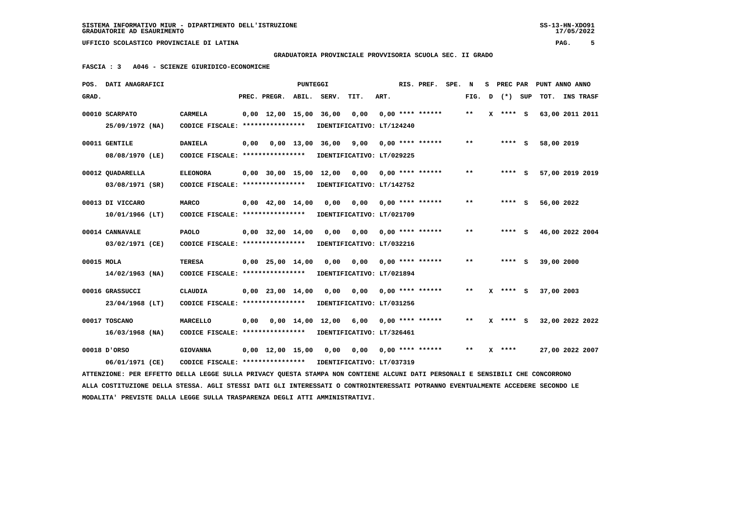GRADUATORIA PROVINCIALE PROVVISORIA SCUOLA SEC. II GRADO

FASCIA : 3 A046 - SCIENZE GIURIDICO-ECONOMICHE

| POS. GRAD. | DATI ANAGRAFICI | | PREC. | PREGR. | ABIL. | SERV. | TIT. | ART. | RIS. | PREF. | SPE. | N FIG. | S D | PREC PAR (*) | SUP | PUNT TOT. | ANNO | ANNO INS TRASF |
|---|---|---|---|---|---|---|---|---|---|---|---|---|---|---|---|---|---|---|
| 00010 | SCARPATO 25/09/1972 (NA) | CARMELA CODICE FISCALE: **************** IDENTIFICATIVO: LT/124240 | 0,00 | 12,00 | 15,00 | 36,00 | 0,00 | 0,00 | **** | ****** | | ** | X | **** | S | 63,00 | 2011 | 2011 |
| 00011 | GENTILE 08/08/1970 (LE) | DANIELA CODICE FISCALE: **************** IDENTIFICATIVO: LT/029225 | 0,00 | 0,00 | 13,00 | 36,00 | 9,00 | 0,00 | **** | ****** | | ** | | **** | S | 58,00 | 2019 | |
| 00012 | QUADARELLA 03/08/1971 (SR) | ELEONORA CODICE FISCALE: **************** IDENTIFICATIVO: LT/142752 | 0,00 | 30,00 | 15,00 | 12,00 | 0,00 | 0,00 | **** | ****** | | ** | | **** | S | 57,00 | 2019 | 2019 |
| 00013 | DI VICCARO 10/01/1966 (LT) | MARCO CODICE FISCALE: **************** IDENTIFICATIVO: LT/021709 | 0,00 | 42,00 | 14,00 | 0,00 | 0,00 | 0,00 | **** | ****** | | ** | | **** | S | 56,00 | 2022 | |
| 00014 | CANNAVALE 03/02/1971 (CE) | PAOLO CODICE FISCALE: **************** IDENTIFICATIVO: LT/032216 | 0,00 | 32,00 | 14,00 | 0,00 | 0,00 | 0,00 | **** | ****** | | ** | | **** | S | 46,00 | 2022 | 2004 |
| 00015 | MOLA 14/02/1963 (NA) | TERESA CODICE FISCALE: **************** IDENTIFICATIVO: LT/021894 | 0,00 | 25,00 | 14,00 | 0,00 | 0,00 | 0,00 | **** | ****** | | ** | | **** | S | 39,00 | 2000 | |
| 00016 | GRASSUCCI 23/04/1968 (LT) | CLAUDIA CODICE FISCALE: **************** IDENTIFICATIVO: LT/031256 | 0,00 | 23,00 | 14,00 | 0,00 | 0,00 | 0,00 | **** | ****** | | ** | X | **** | S | 37,00 | 2003 | |
| 00017 | TOSCANO 16/03/1968 (NA) | MARCELLO CODICE FISCALE: **************** IDENTIFICATIVO: LT/326461 | 0,00 | 0,00 | 14,00 | 12,00 | 6,00 | 0,00 | **** | ****** | | ** | X | **** | S | 32,00 | 2022 | 2022 |
| 00018 | D'ORSO 06/01/1971 (CE) | GIOVANNA CODICE FISCALE: **************** IDENTIFICATIVO: LT/037319 | 0,00 | 12,00 | 15,00 | 0,00 | 0,00 | 0,00 | **** | ****** | | ** | X | **** | | 27,00 | 2022 | 2007 |

ATTENZIONE: PER EFFETTO DELLA LEGGE SULLA PRIVACY QUESTA STAMPA NON CONTIENE ALCUNI DATI PERSONALI E SENSIBILI CHE CONCORRONO ALLA COSTITUZIONE DELLA STESSA. AGLI STESSI DATI GLI INTERESSATI O CONTROINTERESSATI POTRANNO EVENTUALMENTE ACCEDERE SECONDO LE MODALITA' PREVISTE DALLA LEGGE SULLA TRASPARENZA DEGLI ATTI AMMINISTRATIVI.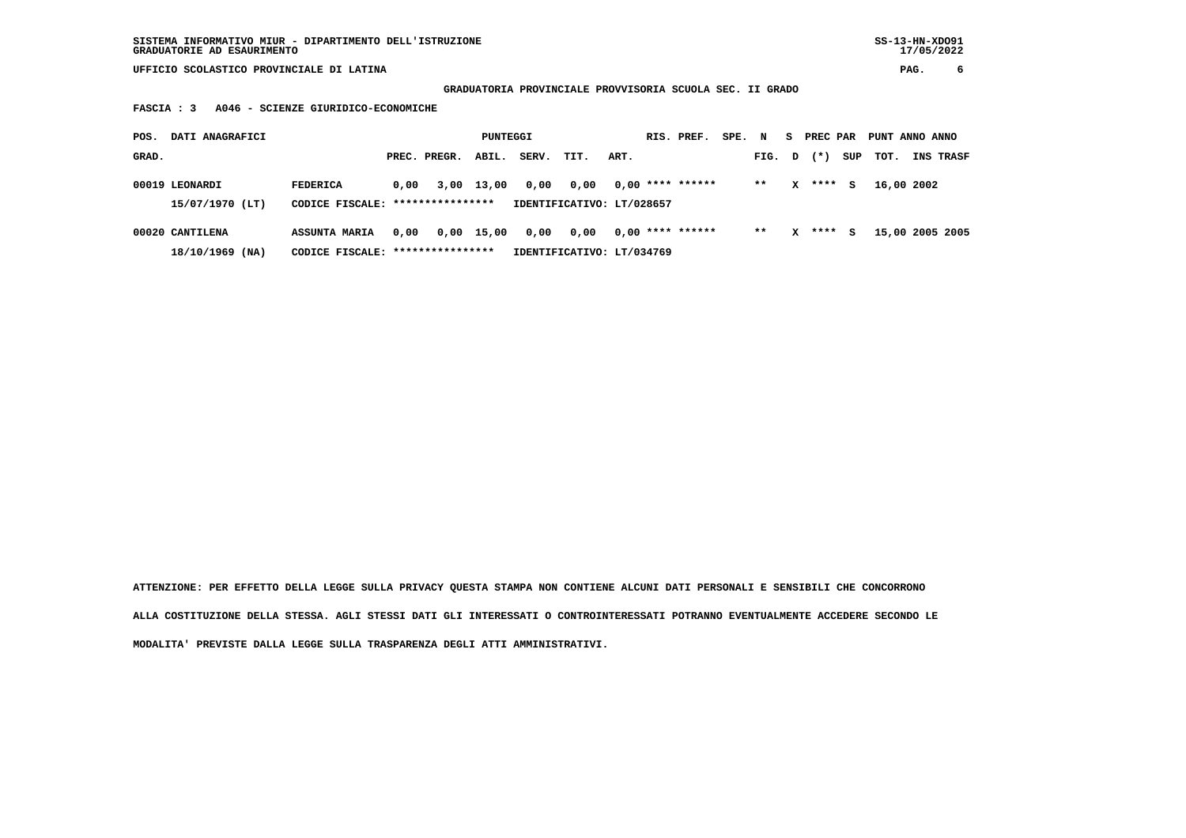SISTEMA INFORMATIVO MIUR - DIPARTIMENTO DELL'ISTRUZIONE
GRADUATORIE AD ESAURIMENTO

SS-13-HN-XDO91
17/05/2022

UFFICIO SCOLASTICO PROVINCIALE DI LATINA

**GRADUATORIA PROVINCIALE PROVVISORIA SCUOLA SEC. II GRADO**

**FASCIA : 3 A046 - SCIENZE GIURIDICO-ECONOMICHE**

| POS. GRAD. | DATI ANAGRAFICI | | PUNTEGGI PREC. | PREGR. | ABIL. | SERV. | TIT. | ART. | RIS. | PREF. | SPE. | N FIG. | S D | PREC PAR (*) | SUP | PUNT TOT. | ANNO INS | ANNO TRASF |
|---|---|---|---|---|---|---|---|---|---|---|---|---|---|---|---|---|---|---|
| 00019 | LEONARDI | FEDERICA | 0,00 | 3,00 | 13,00 | 0,00 | 0,00 | 0,00 | **** | ****** | | ** | X | **** | S | 16,00 | 2002 | |
| | 15/07/1970 (LT) | CODICE FISCALE: **************** | IDENTIFICATIVO: LT/028657 | | | | | | | | | | | | | | | |
| 00020 | CANTILENA | ASSUNTA MARIA | 0,00 | 0,00 | 15,00 | 0,00 | 0,00 | 0,00 | **** | ****** | | ** | X | **** | S | 15,00 | 2005 | 2005 |
| | 18/10/1969 (NA) | CODICE FISCALE: **************** | IDENTIFICATIVO: LT/034769 | | | | | | | | | | | | | | | |

ATTENZIONE: PER EFFETTO DELLA LEGGE SULLA PRIVACY QUESTA STAMPA NON CONTIENE ALCUNI DATI PERSONALI E SENSIBILI CHE CONCORRONO ALLA COSTITUZIONE DELLA STESSA. AGLI STESSI DATI GLI INTERESSATI O CONTROINTERESSATI POTRANNO EVENTUALMENTE ACCEDERE SECONDO LE MODALITA' PREVISTE DALLA LEGGE SULLA TRASPARENZA DEGLI ATTI AMMINISTRATIVI.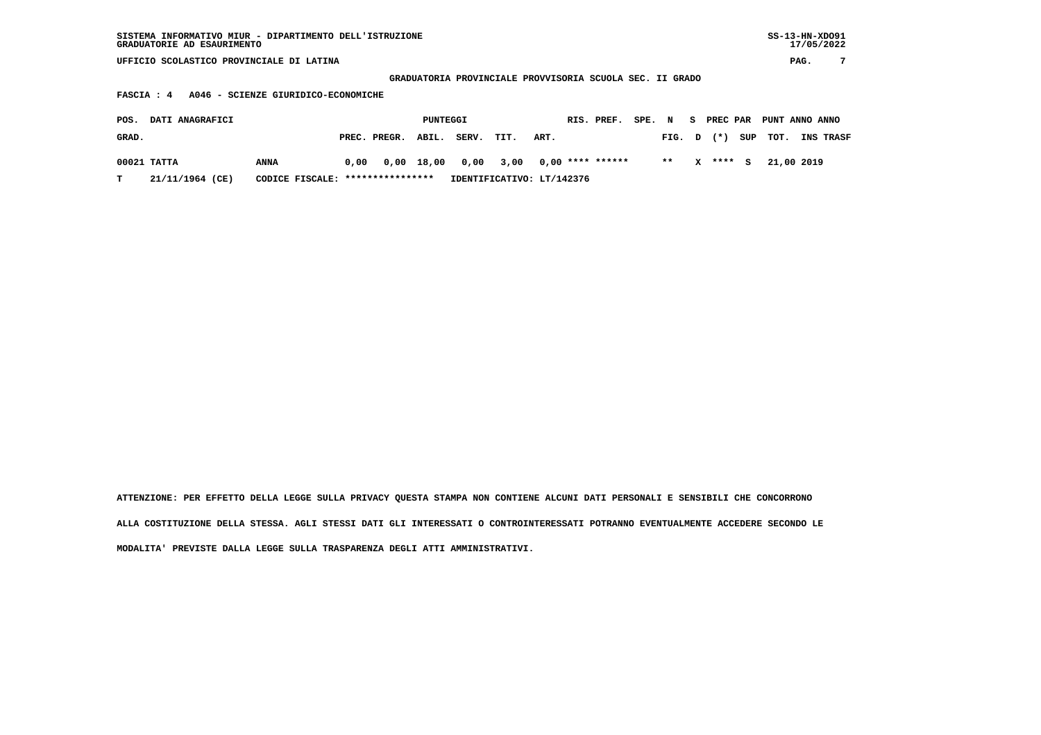SISTEMA INFORMATIVO MIUR - DIPARTIMENTO DELL'ISTRUZIONE
GRADUATORIE AD ESAURIMENTO

UFFICIO SCOLASTICO PROVINCIALE DI LATINA

**GRADUATORIA PROVINCIALE PROVVISORIA SCUOLA SEC. II GRADO**

**FASCIA : 4 A046 - SCIENZE GIURIDICO-ECONOMICHE**

| POS. GRAD. | DATI ANAGRAFICI | | PUNTEGGI PREC. | PREGR. | ABIL. | SERV. | TIT. | ART. | RIS. | PREF. | SPE. N FIG. | S D | PREC (*) | PAR SUP | PUNT TOT. | ANNO INS | ANNO TRASF |
|---|---|---|---|---|---|---|---|---|---|---|---|---|---|---|---|---|---|
| 00021 | TATTA | ANNA | 0,00 | 0,00 | 18,00 | 0,00 | 3,00 | 0,00 | **** | ****** | ** | X | **** | S | 21,00 | 2019 | |
| T | 21/11/1964 (CE) | CODICE FISCALE: **************** | IDENTIFICATIVO: LT/142376 | | | | | | | | | | | | | | |

ATTENZIONE: PER EFFETTO DELLA LEGGE SULLA PRIVACY QUESTA STAMPA NON CONTIENE ALCUNI DATI PERSONALI E SENSIBILI CHE CONCORRONO ALLA COSTITUZIONE DELLA STESSA. AGLI STESSI DATI GLI INTERESSATI O CONTROINTERESSATI POTRANNO EVENTUALMENTE ACCEDERE SECONDO LE MODALITA' PREVISTE DALLA LEGGE SULLA TRASPARENZA DEGLI ATTI AMMINISTRATIVI.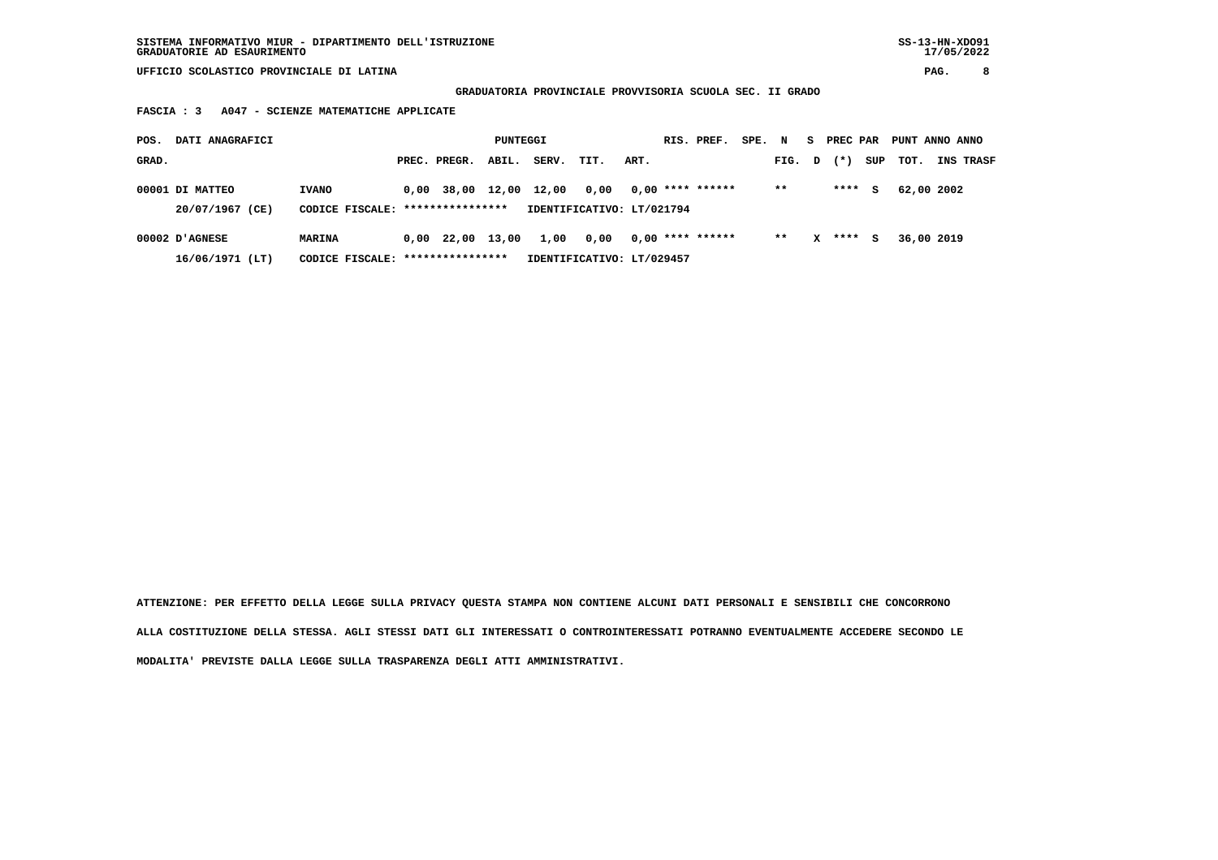SISTEMA INFORMATIVO MIUR - DIPARTIMENTO DELL'ISTRUZIONE
GRADUATORIE AD ESAURIMENTO

UFFICIO SCOLASTICO PROVINCIALE DI LATINA

**GRADUATORIA PROVINCIALE PROVVISORIA SCUOLA SEC. II GRADO**

**FASCIA : 3 A047 - SCIENZE MATEMATICHE APPLICATE**

| POS. GRAD. | DATI ANAGRAFICI | | PREC. | PREGR. | ABIL. | SERV. | TIT. | ART. | RIS. | PREF. | SPE. | N FIG. | S D | PREC PAR (*) | SUP | PUNT TOT. | ANNO INS | ANNO TRASF |
|---|---|---|---|---|---|---|---|---|---|---|---|---|---|---|---|---|---|---|
| 00001 | DI MATTEO | IVANO | 0,00 | 38,00 | 12,00 | 12,00 | 0,00 | 0,00 | **** | ****** | | ** | | **** | S | 62,00 | 2002 | |
| | 20/07/1967 (CE) | CODICE FISCALE: **************** | IDENTIFICATIVO: LT/021794 | | | | | | | | | | | | | | | |
| 00002 | D'AGNESE | MARINA | 0,00 | 22,00 | 13,00 | 1,00 | 0,00 | 0,00 | **** | ****** | | ** | X | **** | S | 36,00 | 2019 | |
| | 16/06/1971 (LT) | CODICE FISCALE: **************** | IDENTIFICATIVO: LT/029457 | | | | | | | | | | | | | | | |

**ATTENZIONE: PER EFFETTO DELLA LEGGE SULLA PRIVACY QUESTA STAMPA NON CONTIENE ALCUNI DATI PERSONALI E SENSIBILI CHE CONCORRONO ALLA COSTITUZIONE DELLA STESSA. AGLI STESSI DATI GLI INTERESSATI O CONTROINTERESSATI POTRANNO EVENTUALMENTE ACCEDERE SECONDO LE MODALITA' PREVISTE DALLA LEGGE SULLA TRASPARENZA DEGLI ATTI AMMINISTRATIVI.**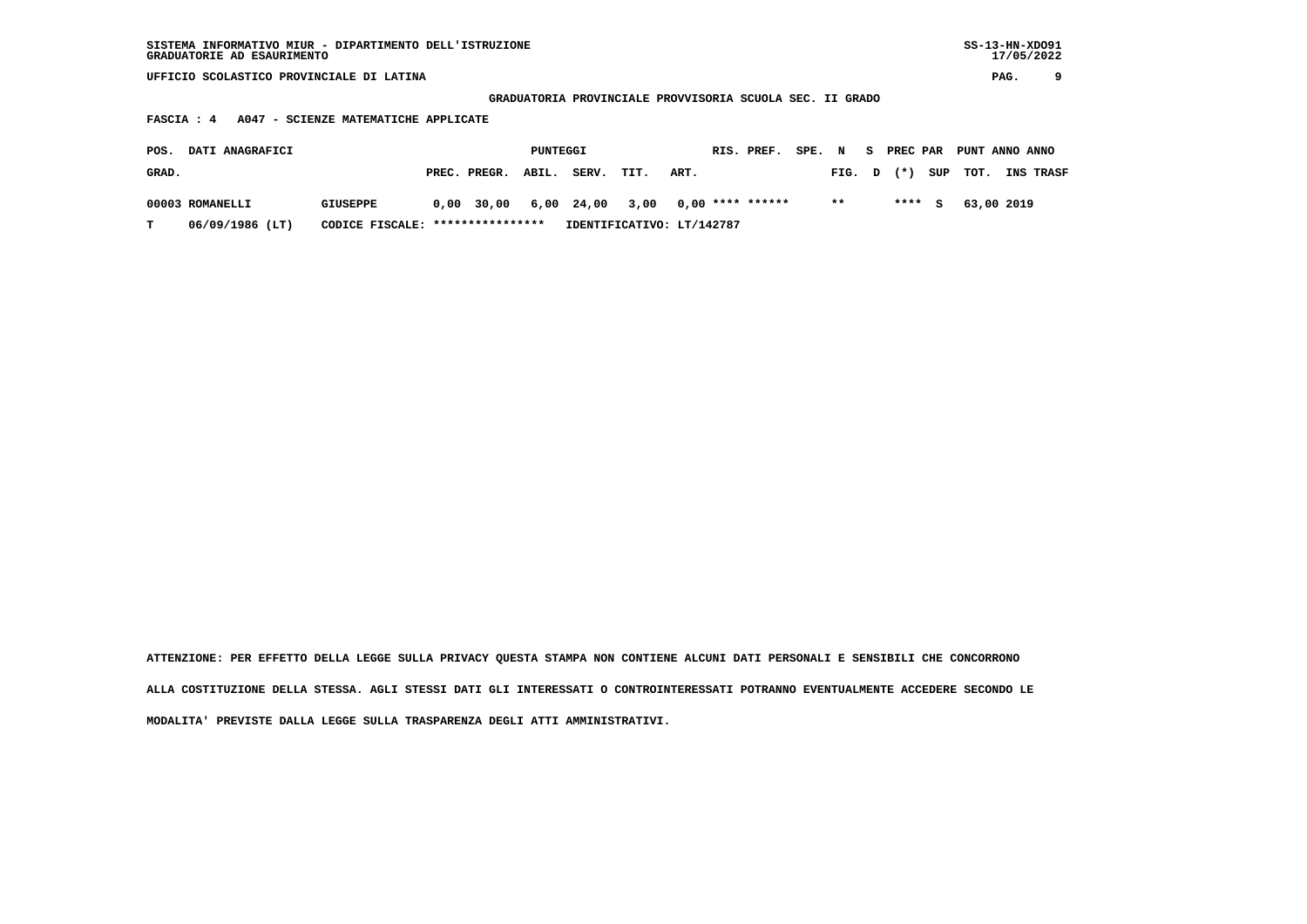SISTEMA INFORMATIVO MIUR - DIPARTIMENTO DELL'ISTRUZIONE
GRADUATORIE AD ESAURIMENTO

SS-13-HN-XDO91
17/05/2022

UFFICIO SCOLASTICO PROVINCIALE DI LATINA

GRADUATORIA PROVINCIALE PROVVISORIA SCUOLA SEC. II GRADO

FASCIA : 4 A047 - SCIENZE MATEMATICHE APPLICATE

| POS. GRAD. | DATI ANAGRAFICI | | PUNTEGGI PREC. | PREGR. | ABIL. | SERV. | TIT. | ART. | RIS. | PREF. | SPE. | N FIG. | S D | PREC PAR (*) | SUP | PUNT TOT. | ANNO INS | ANNO TRASF |
|---|---|---|---|---|---|---|---|---|---|---|---|---|---|---|---|---|---|---|
| 00003 | ROMANELLI | GIUSEPPE | 0,00 | 30,00 | 6,00 | 24,00 | 3,00 | 0,00 | **** | ****** | | ** | | **** | S | 63,00 | 2019 | |
| T | 06/09/1986 (LT) | CODICE FISCALE: **************** | IDENTIFICATIVO: LT/142787 | | | | | | | | | | | | | | | |

ATTENZIONE: PER EFFETTO DELLA LEGGE SULLA PRIVACY QUESTA STAMPA NON CONTIENE ALCUNI DATI PERSONALI E SENSIBILI CHE CONCORRONO ALLA COSTITUZIONE DELLA STESSA. AGLI STESSI DATI GLI INTERESSATI O CONTROINTERESSATI POTRANNO EVENTUALMENTE ACCEDERE SECONDO LE MODALITA' PREVISTE DALLA LEGGE SULLA TRASPARENZA DEGLI ATTI AMMINISTRATIVI.